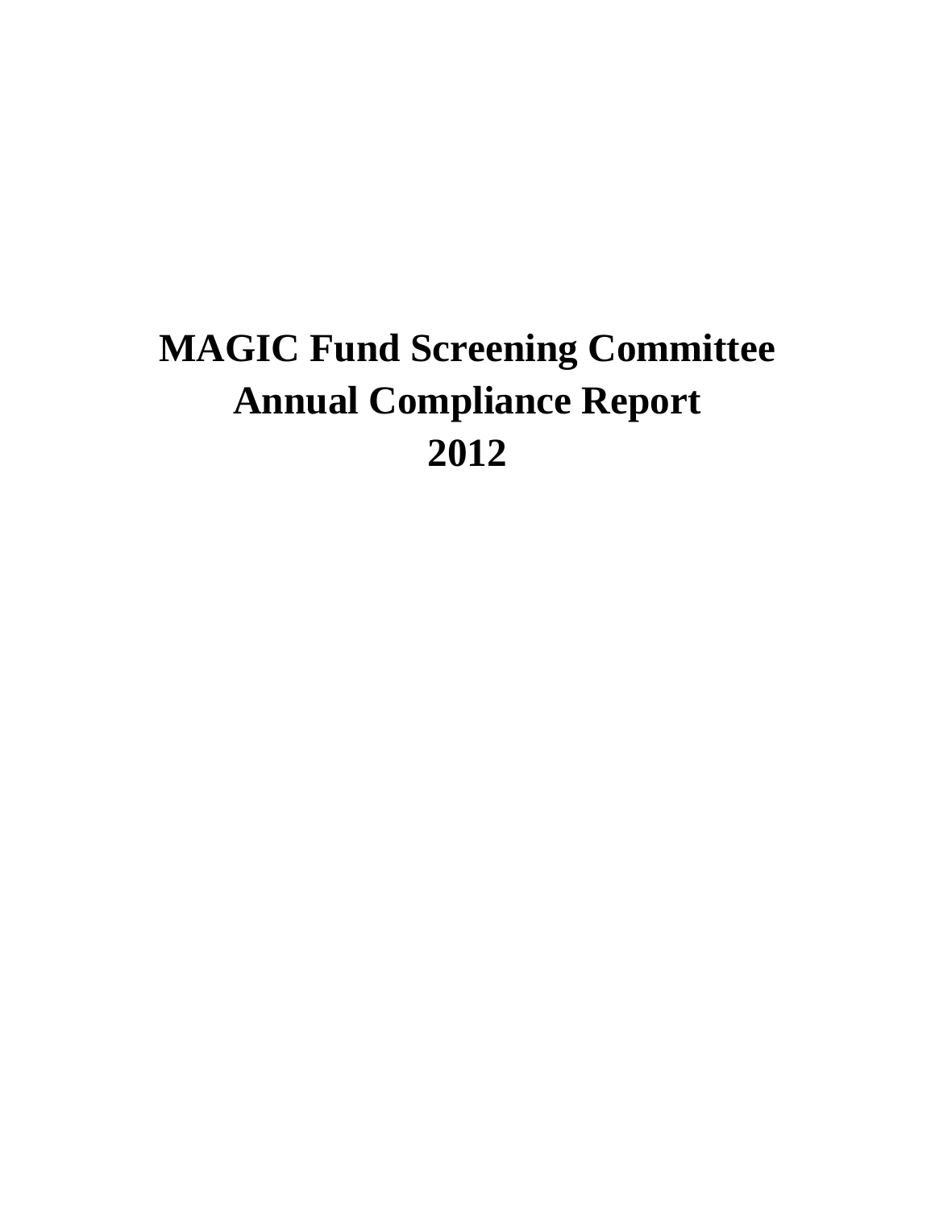# MAGIC Fund Screening Committee
# Annual Compliance Report
# 2012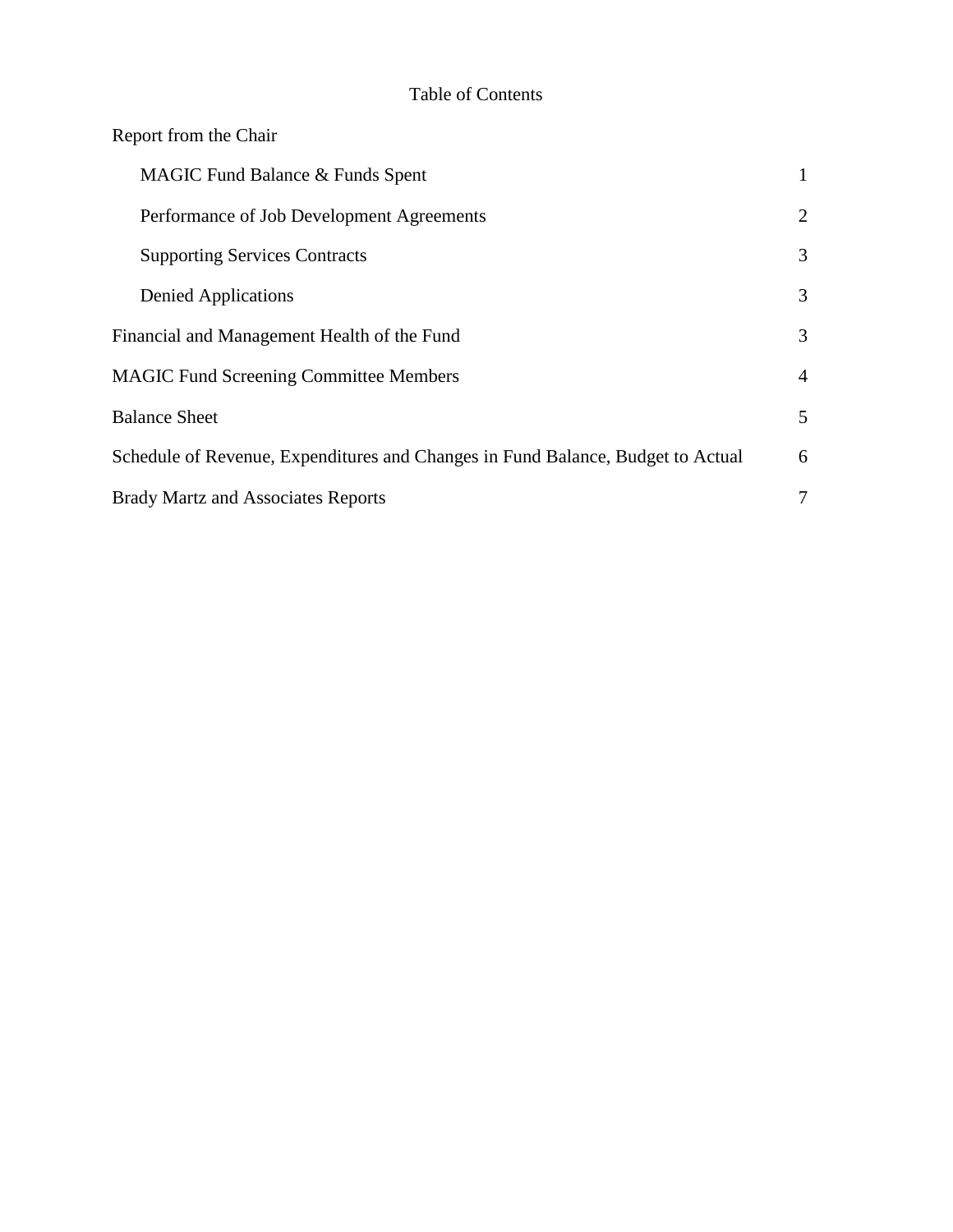# Table of Contents

| | |
|---|---|
| Report from the Chair | |
| MAGIC Fund Balance & Funds Spent | 1 |
| Performance of Job Development Agreements | 2 |
| Supporting Services Contracts | 3 |
| Denied Applications | 3 |
| Financial and Management Health of the Fund | 3 |
| MAGIC Fund Screening Committee Members | 4 |
| Balance Sheet | 5 |
| Schedule of Revenue, Expenditures and Changes in Fund Balance, Budget to Actual | 6 |
| Brady Martz and Associates Reports | 7 |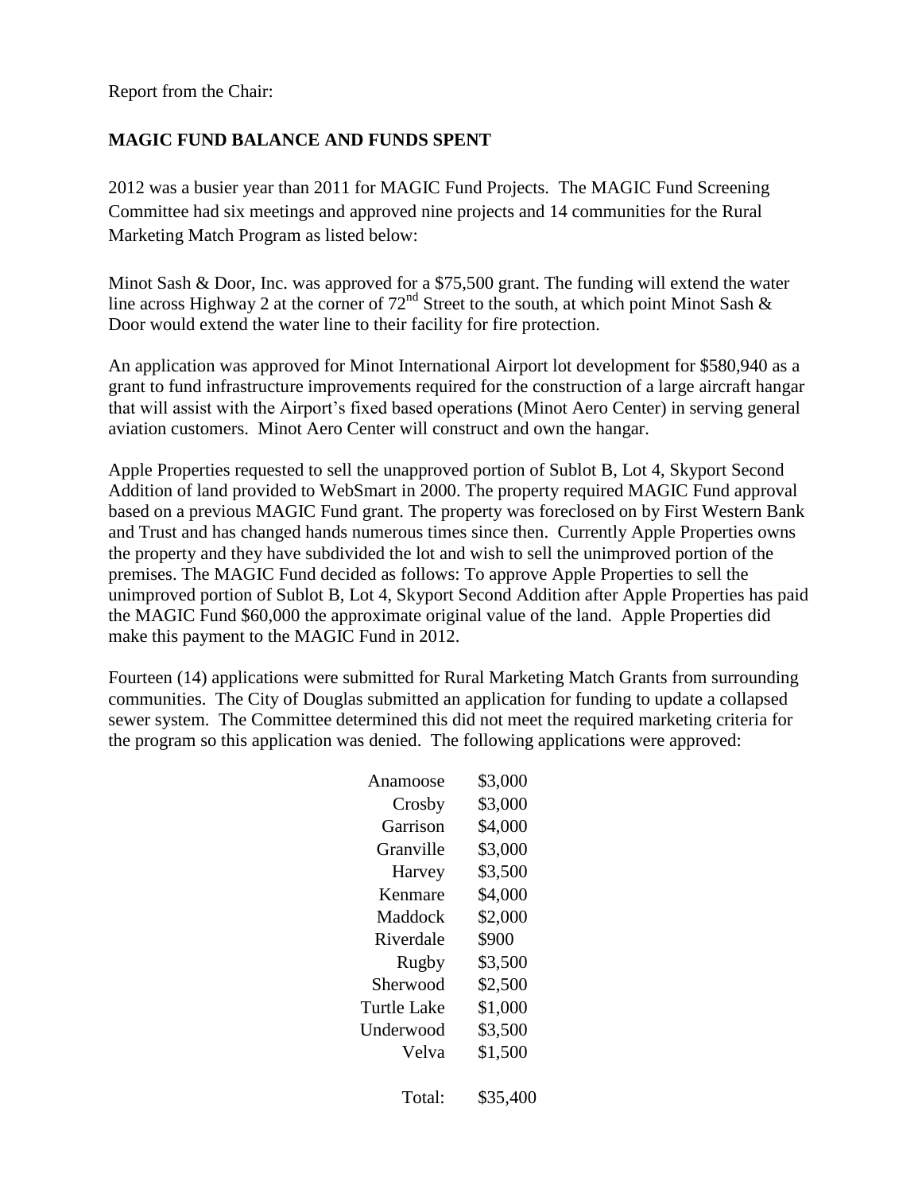Report from the Chair:

**MAGIC FUND BALANCE AND FUNDS SPENT**

2012 was a busier year than 2011 for MAGIC Fund Projects. The MAGIC Fund Screening Committee had six meetings and approved nine projects and 14 communities for the Rural Marketing Match Program as listed below:

Minot Sash & Door, Inc. was approved for a $75,500 grant. The funding will extend the water line across Highway 2 at the corner of 72nd Street to the south, at which point Minot Sash & Door would extend the water line to their facility for fire protection.

An application was approved for Minot International Airport lot development for $580,940 as a grant to fund infrastructure improvements required for the construction of a large aircraft hangar that will assist with the Airport's fixed based operations (Minot Aero Center) in serving general aviation customers. Minot Aero Center will construct and own the hangar.

Apple Properties requested to sell the unapproved portion of Sublot B, Lot 4, Skyport Second Addition of land provided to WebSmart in 2000. The property required MAGIC Fund approval based on a previous MAGIC Fund grant. The property was foreclosed on by First Western Bank and Trust and has changed hands numerous times since then. Currently Apple Properties owns the property and they have subdivided the lot and wish to sell the unimproved portion of the premises. The MAGIC Fund decided as follows: To approve Apple Properties to sell the unimproved portion of Sublot B, Lot 4, Skyport Second Addition after Apple Properties has paid the MAGIC Fund $60,000 the approximate original value of the land. Apple Properties did make this payment to the MAGIC Fund in 2012.

Fourteen (14) applications were submitted for Rural Marketing Match Grants from surrounding communities. The City of Douglas submitted an application for funding to update a collapsed sewer system. The Committee determined this did not meet the required marketing criteria for the program so this application was denied. The following applications were approved:

| | |
|---|---|
| Anamoose | $3,000 |
| Crosby | $3,000 |
| Garrison | $4,000 |
| Granville | $3,000 |
| Harvey | $3,500 |
| Kenmare | $4,000 |
| Maddock | $2,000 |
| Riverdale | $900 |
| Rugby | $3,500 |
| Sherwood | $2,500 |
| Turtle Lake | $1,000 |
| Underwood | $3,500 |
| Velva | $1,500 |
| Total: | $35,400 |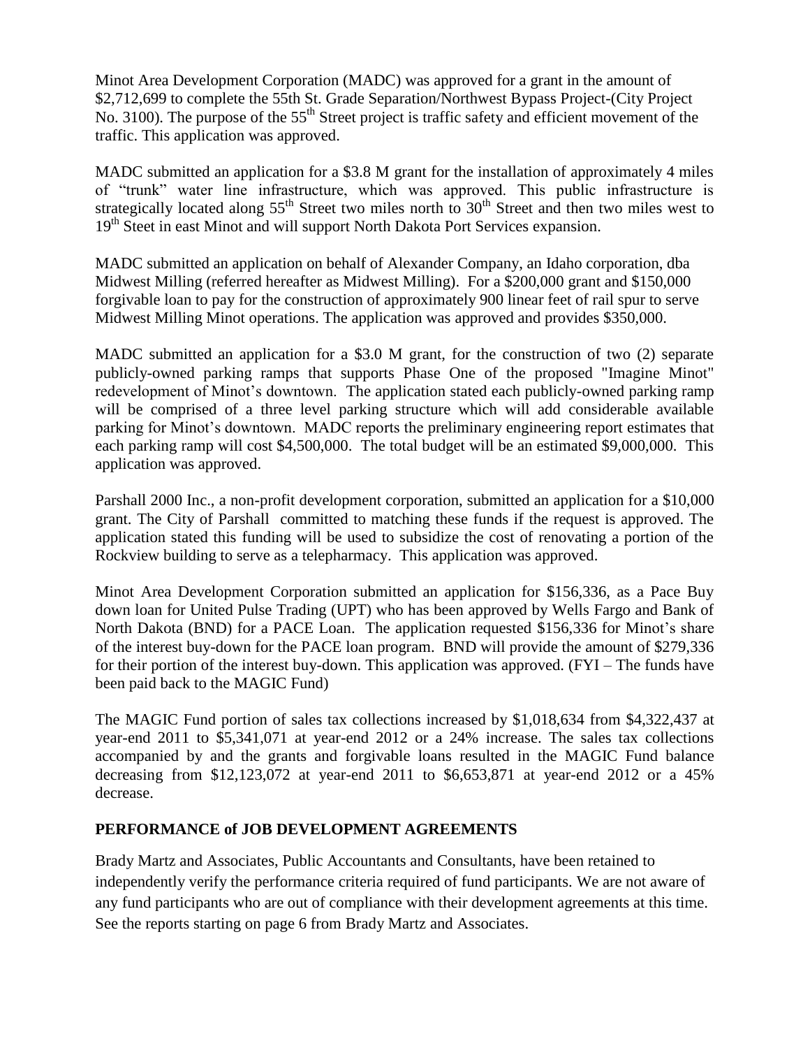Minot Area Development Corporation (MADC) was approved for a grant in the amount of $2,712,699 to complete the 55th St. Grade Separation/Northwest Bypass Project-(City Project No. 3100). The purpose of the 55th Street project is traffic safety and efficient movement of the traffic. This application was approved.

MADC submitted an application for a $3.8 M grant for the installation of approximately 4 miles of "trunk" water line infrastructure, which was approved. This public infrastructure is strategically located along 55th Street two miles north to 30th Street and then two miles west to 19th Steet in east Minot and will support North Dakota Port Services expansion.

MADC submitted an application on behalf of Alexander Company, an Idaho corporation, dba Midwest Milling (referred hereafter as Midwest Milling). For a $200,000 grant and $150,000 forgivable loan to pay for the construction of approximately 900 linear feet of rail spur to serve Midwest Milling Minot operations. The application was approved and provides $350,000.

MADC submitted an application for a $3.0 M grant, for the construction of two (2) separate publicly-owned parking ramps that supports Phase One of the proposed "Imagine Minot" redevelopment of Minot's downtown. The application stated each publicly-owned parking ramp will be comprised of a three level parking structure which will add considerable available parking for Minot's downtown. MADC reports the preliminary engineering report estimates that each parking ramp will cost $4,500,000. The total budget will be an estimated $9,000,000. This application was approved.

Parshall 2000 Inc., a non-profit development corporation, submitted an application for a $10,000 grant. The City of Parshall committed to matching these funds if the request is approved. The application stated this funding will be used to subsidize the cost of renovating a portion of the Rockview building to serve as a telepharmacy. This application was approved.

Minot Area Development Corporation submitted an application for $156,336, as a Pace Buy down loan for United Pulse Trading (UPT) who has been approved by Wells Fargo and Bank of North Dakota (BND) for a PACE Loan. The application requested $156,336 for Minot's share of the interest buy-down for the PACE loan program. BND will provide the amount of $279,336 for their portion of the interest buy-down. This application was approved. (FYI – The funds have been paid back to the MAGIC Fund)

The MAGIC Fund portion of sales tax collections increased by $1,018,634 from $4,322,437 at year-end 2011 to $5,341,071 at year-end 2012 or a 24% increase. The sales tax collections accompanied by and the grants and forgivable loans resulted in the MAGIC Fund balance decreasing from $12,123,072 at year-end 2011 to $6,653,871 at year-end 2012 or a 45% decrease.

## PERFORMANCE of JOB DEVELOPMENT AGREEMENTS

Brady Martz and Associates, Public Accountants and Consultants, have been retained to independently verify the performance criteria required of fund participants. We are not aware of any fund participants who are out of compliance with their development agreements at this time. See the reports starting on page 6 from Brady Martz and Associates.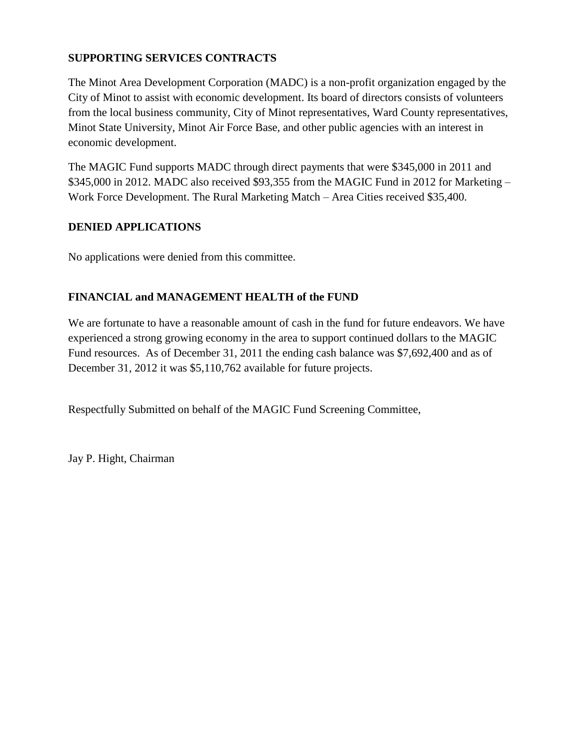## SUPPORTING SERVICES CONTRACTS

The Minot Area Development Corporation (MADC) is a non-profit organization engaged by the City of Minot to assist with economic development. Its board of directors consists of volunteers from the local business community, City of Minot representatives, Ward County representatives, Minot State University, Minot Air Force Base, and other public agencies with an interest in economic development.

The MAGIC Fund supports MADC through direct payments that were $345,000 in 2011 and $345,000 in 2012. MADC also received $93,355 from the MAGIC Fund in 2012 for Marketing – Work Force Development. The Rural Marketing Match – Area Cities received $35,400.

## DENIED APPLICATIONS

No applications were denied from this committee.

## FINANCIAL and MANAGEMENT HEALTH of the FUND

We are fortunate to have a reasonable amount of cash in the fund for future endeavors. We have experienced a strong growing economy in the area to support continued dollars to the MAGIC Fund resources. As of December 31, 2011 the ending cash balance was $7,692,400 and as of December 31, 2012 it was $5,110,762 available for future projects.

Respectfully Submitted on behalf of the MAGIC Fund Screening Committee,

Jay P. Hight, Chairman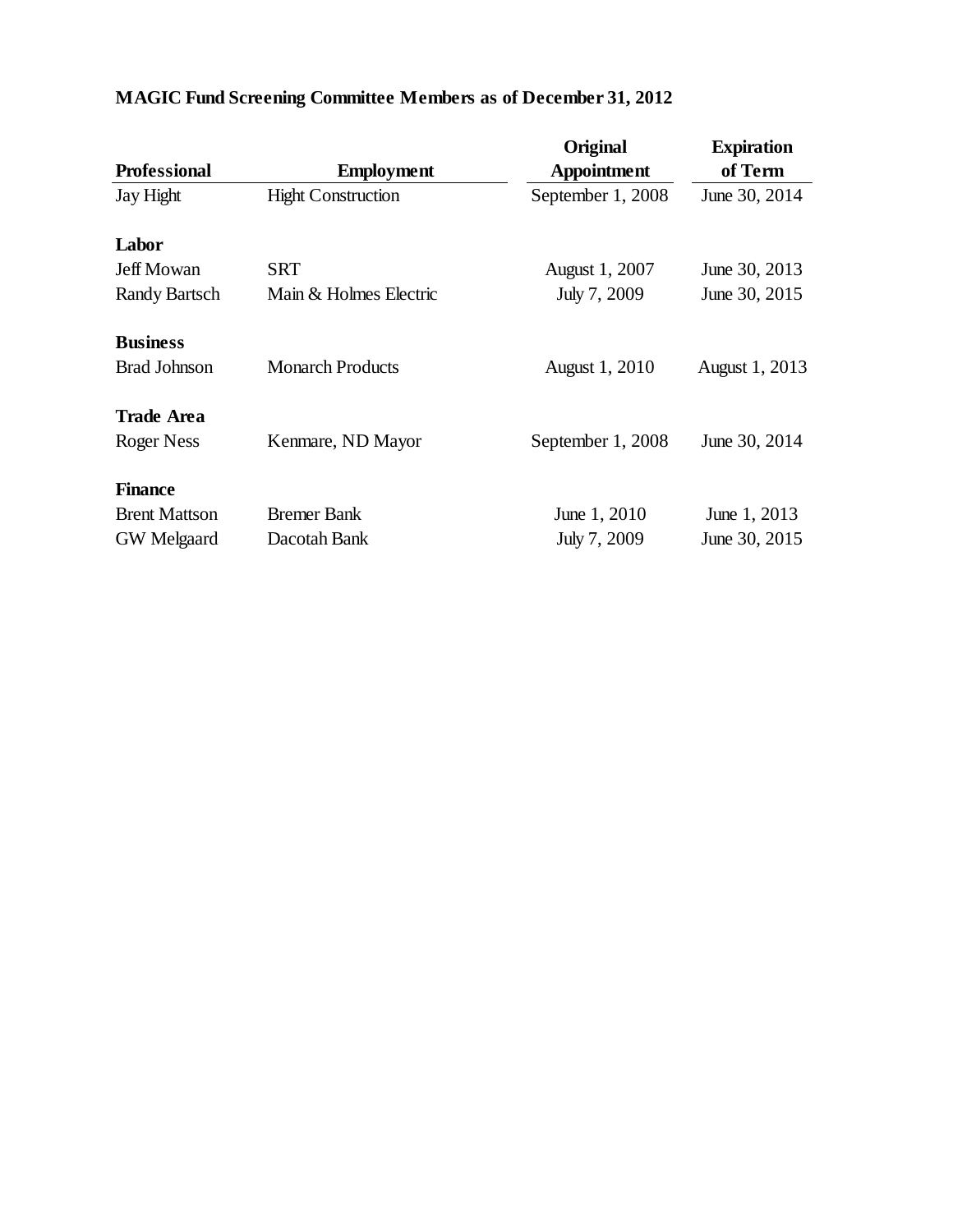## MAGIC Fund Screening Committee Members as of December 31, 2012

| Professional | Employment | Original Appointment | Expiration of Term |
|---|---|---|---|
| Jay Hight | Hight Construction | September 1, 2008 | June 30, 2014 |
| **Labor** | | | |
| Jeff Mowan | SRT | August 1, 2007 | June 30, 2013 |
| Randy Bartsch | Main & Holmes Electric | July 7, 2009 | June 30, 2015 |
| **Business** | | | |
| Brad Johnson | Monarch Products | August 1, 2010 | August 1, 2013 |
| **Trade Area** | | | |
| Roger Ness | Kenmare, ND Mayor | September 1, 2008 | June 30, 2014 |
| **Finance** | | | |
| Brent Mattson | Bremer Bank | June 1, 2010 | June 1, 2013 |
| GW Melgaard | Dacotah Bank | July 7, 2009 | June 30, 2015 |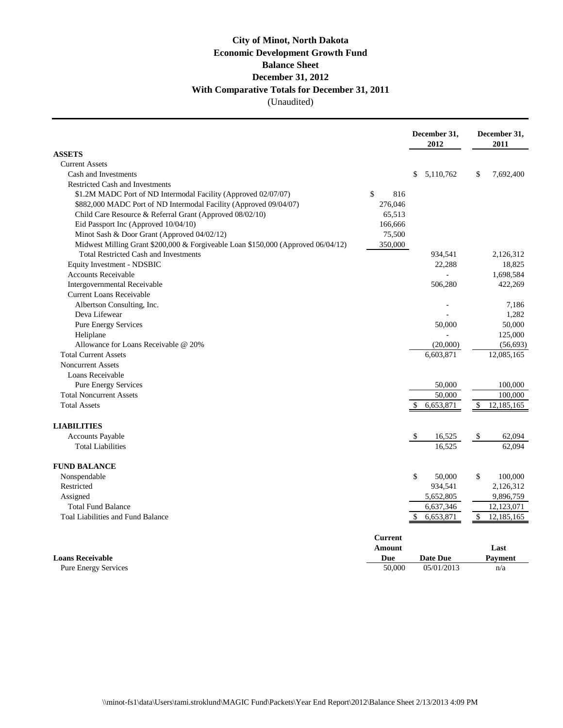# City of Minot, North Dakota
## Economic Development Growth Fund
## Balance Sheet
## December 31, 2012
## With Comparative Totals for December 31, 2011
(Unaudited)

| | | December 31, 2012 | December 31, 2011 |
|---|---|---|---|
| **ASSETS** | | | |
| Current Assets | | | |
| Cash and Investments | | $ 5,110,762 | $ 7,692,400 |
| Restricted Cash and Investments | | | |
| $1.2M MADC Port of ND Intermodal Facility (Approved 02/07/07) | $ 816 | | |
| $882,000 MADC Port of ND Intermodal Facility (Approved 09/04/07) | 276,046 | | |
| Child Care Resource & Referral Grant (Approved 08/02/10) | 65,513 | | |
| Eid Passport Inc (Approved 10/04/10) | 166,666 | | |
| Minot Sash & Door Grant (Approved 04/02/12) | 75,500 | | |
| Midwest Milling Grant $200,000 & Forgiveable Loan $150,000 (Approved 06/04/12) | 350,000 | | |
| Total Restricted Cash and Investments | | 934,541 | 2,126,312 |
| Equity Investment - NDSBIC | | 22,288 | 18,825 |
| Accounts Receivable | | - | 1,698,584 |
| Intergovernmental Receivable | | 506,280 | 422,269 |
| Current Loans Receivable | | | |
| Albertson Consulting, Inc. | | - | 7,186 |
| Deva Lifewear | | - | 1,282 |
| Pure Energy Services | | 50,000 | 50,000 |
| Heliplane | | - | 125,000 |
| Allowance for Loans Receivable @ 20% | | (20,000) | (56,693) |
| Total Current Assets | | 6,603,871 | 12,085,165 |
| Noncurrent Assets | | | |
| Loans Receivable | | | |
| Pure Energy Services | | 50,000 | 100,000 |
| Total Noncurrent Assets | | 50,000 | 100,000 |
| Total Assets | | $ 6,653,871 | $ 12,185,165 |
| **LIABILITIES** | | | |
| Accounts Payable | | $ 16,525 | $ 62,094 |
| Total Liabilities | | 16,525 | 62,094 |
| **FUND BALANCE** | | | |
| Nonspendable | | $ 50,000 | $ 100,000 |
| Restricted | | 934,541 | 2,126,312 |
| Assigned | | 5,652,805 | 9,896,759 |
| Total Fund Balance | | 6,637,346 | 12,123,071 |
| Toal Liabilities and Fund Balance | | $ 6,653,871 | $ 12,185,165 |

| **Loans Receivable** | **Current Amount Due** | **Date Due** | **Last Payment** |
|---|---|---|---|
| Pure Energy Services | 50,000 | 05/01/2013 | n/a |

\\minot-fs1\data\Users\tami.stroklund\MAGIC Fund\Packets\Year End Report\2012\Balance Sheet 2/13/2013 4:09 PM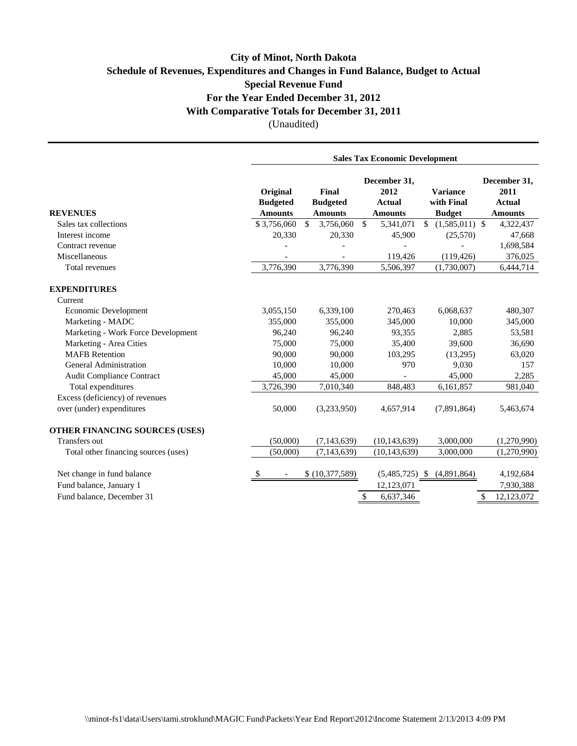# City of Minot, North Dakota

## Schedule of Revenues, Expenditures and Changes in Fund Balance, Budget to Actual

## Special Revenue Fund

## For the Year Ended December 31, 2012

## With Comparative Totals for December 31, 2011

(Unaudited)

| | Sales Tax Economic Development | | | | |
|---|---|---|---|---|---|
| **REVENUES** | **Original Budgeted Amounts** | **Final Budgeted Amounts** | **December 31, 2012 Actual Amounts** | **Variance with Final Budget** | **December 31, 2011 Actual Amounts** |
| Sales tax collections | $ 3,756,060 | $ 3,756,060 | $ 5,341,071 | $ (1,585,011) | $ 4,322,437 |
| Interest income | 20,330 | 20,330 | 45,900 | (25,570) | 47,668 |
| Contract revenue | - | - | - | - | 1,698,584 |
| Miscellaneous | - | - | 119,426 | (119,426) | 376,025 |
| Total revenues | 3,776,390 | 3,776,390 | 5,506,397 | (1,730,007) | 6,444,714 |
| **EXPENDITURES** | | | | | |
| Current | | | | | |
| Economic Development | 3,055,150 | 6,339,100 | 270,463 | 6,068,637 | 480,307 |
| Marketing - MADC | 355,000 | 355,000 | 345,000 | 10,000 | 345,000 |
| Marketing - Work Force Development | 96,240 | 96,240 | 93,355 | 2,885 | 53,581 |
| Marketing - Area Cities | 75,000 | 75,000 | 35,400 | 39,600 | 36,690 |
| MAFB Retention | 90,000 | 90,000 | 103,295 | (13,295) | 63,020 |
| General Administration | 10,000 | 10,000 | 970 | 9,030 | 157 |
| Audit Compliance Contract | 45,000 | 45,000 | - | 45,000 | 2,285 |
| Total expenditures | 3,726,390 | 7,010,340 | 848,483 | 6,161,857 | 981,040 |
| Excess (deficiency) of revenues over (under) expenditures | 50,000 | (3,233,950) | 4,657,914 | (7,891,864) | 5,463,674 |
| **OTHER FINANCING SOURCES (USES)** | | | | | |
| Transfers out | (50,000) | (7,143,639) | (10,143,639) | 3,000,000 | (1,270,990) |
| Total other financing sources (uses) | (50,000) | (7,143,639) | (10,143,639) | 3,000,000 | (1,270,990) |
| Net change in fund balance | $ - | $ (10,377,589) | (5,485,725) | $ (4,891,864) | 4,192,684 |
| Fund balance, January 1 | | | 12,123,071 | | 7,930,388 |
| Fund balance, December 31 | | | $ 6,637,346 | | $ 12,123,072 |

\\minot-fs1\data\Users\tami.stroklund\MAGIC Fund\Packets\Year End Report\2012\Income Statement 2/13/2013 4:09 PM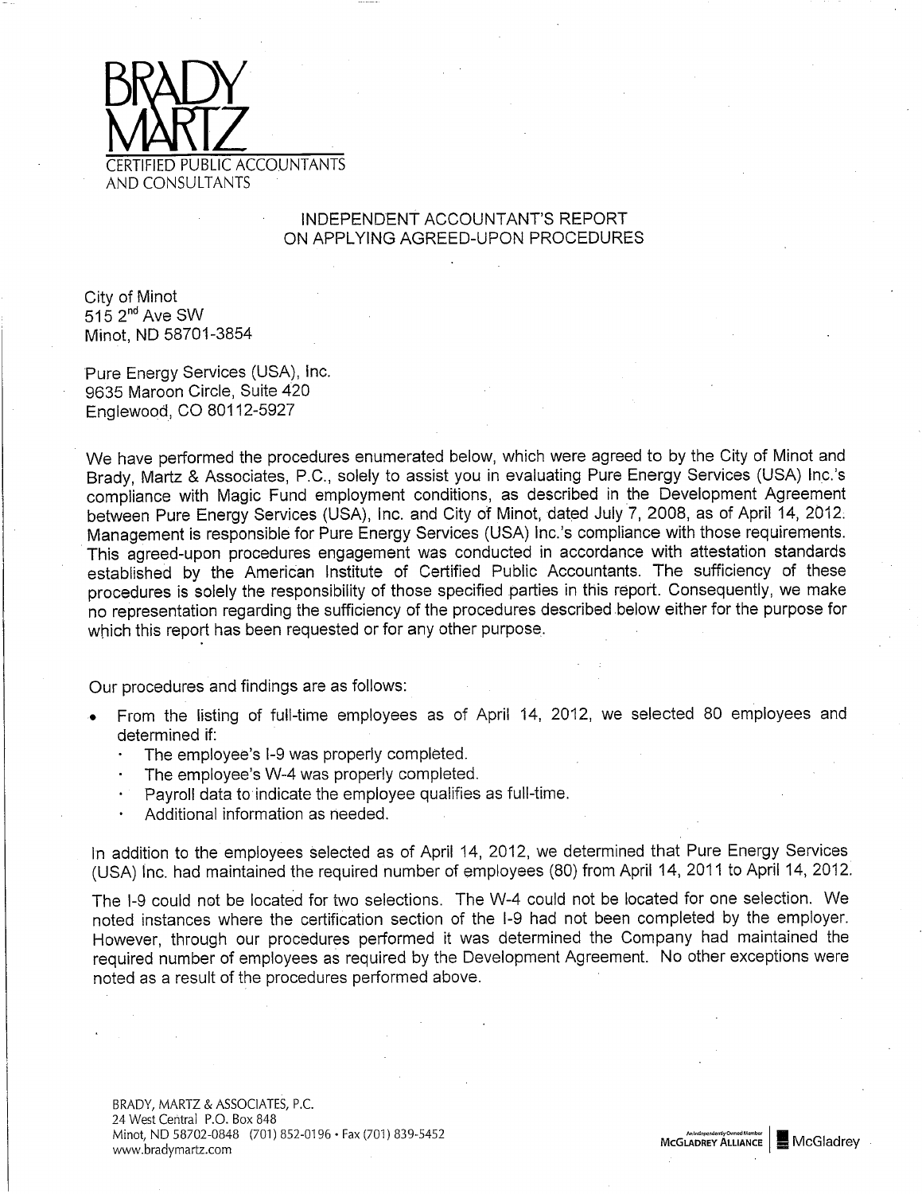BRADY
MARTZ
CERTIFIED PUBLIC ACCOUNTANTS
AND CONSULTANTS

# INDEPENDENT ACCOUNTANT'S REPORT ON APPLYING AGREED-UPON PROCEDURES

City of Minot
515 2nd Ave SW
Minot, ND 58701-3854

Pure Energy Services (USA), Inc.
9635 Maroon Circle, Suite 420
Englewood, CO 80112-5927

We have performed the procedures enumerated below, which were agreed to by the City of Minot and Brady, Martz & Associates, P.C., solely to assist you in evaluating Pure Energy Services (USA) Inc.'s compliance with Magic Fund employment conditions, as described in the Development Agreement between Pure Energy Services (USA), Inc. and City of Minot, dated July 7, 2008, as of April 14, 2012. Management is responsible for Pure Energy Services (USA) Inc.'s compliance with those requirements. This agreed-upon procedures engagement was conducted in accordance with attestation standards established by the American Institute of Certified Public Accountants. The sufficiency of these procedures is solely the responsibility of those specified parties in this report. Consequently, we make no representation regarding the sufficiency of the procedures described below either for the purpose for which this report has been requested or for any other purpose.

Our procedures and findings are as follows:

- From the listing of full-time employees as of April 14, 2012, we selected 80 employees and determined if:
  - The employee's I-9 was properly completed.
  - The employee's W-4 was properly completed.
  - Payroll data to indicate the employee qualifies as full-time.
  - Additional information as needed.

In addition to the employees selected as of April 14, 2012, we determined that Pure Energy Services (USA) Inc. had maintained the required number of employees (80) from April 14, 2011 to April 14, 2012.

The I-9 could not be located for two selections. The W-4 could not be located for one selection. We noted instances where the certification section of the I-9 had not been completed by the employer. However, through our procedures performed it was determined the Company had maintained the required number of employees as required by the Development Agreement. No other exceptions were noted as a result of the procedures performed above.

BRADY, MARTZ & ASSOCIATES, P.C.
24 West Central P.O. Box 848
Minot, ND 58702-0848 (701) 852-0196 • Fax (701) 839-5452
www.bradymartz.com

An Independently Owned Member McGLADREY ALLIANCE | McGladrey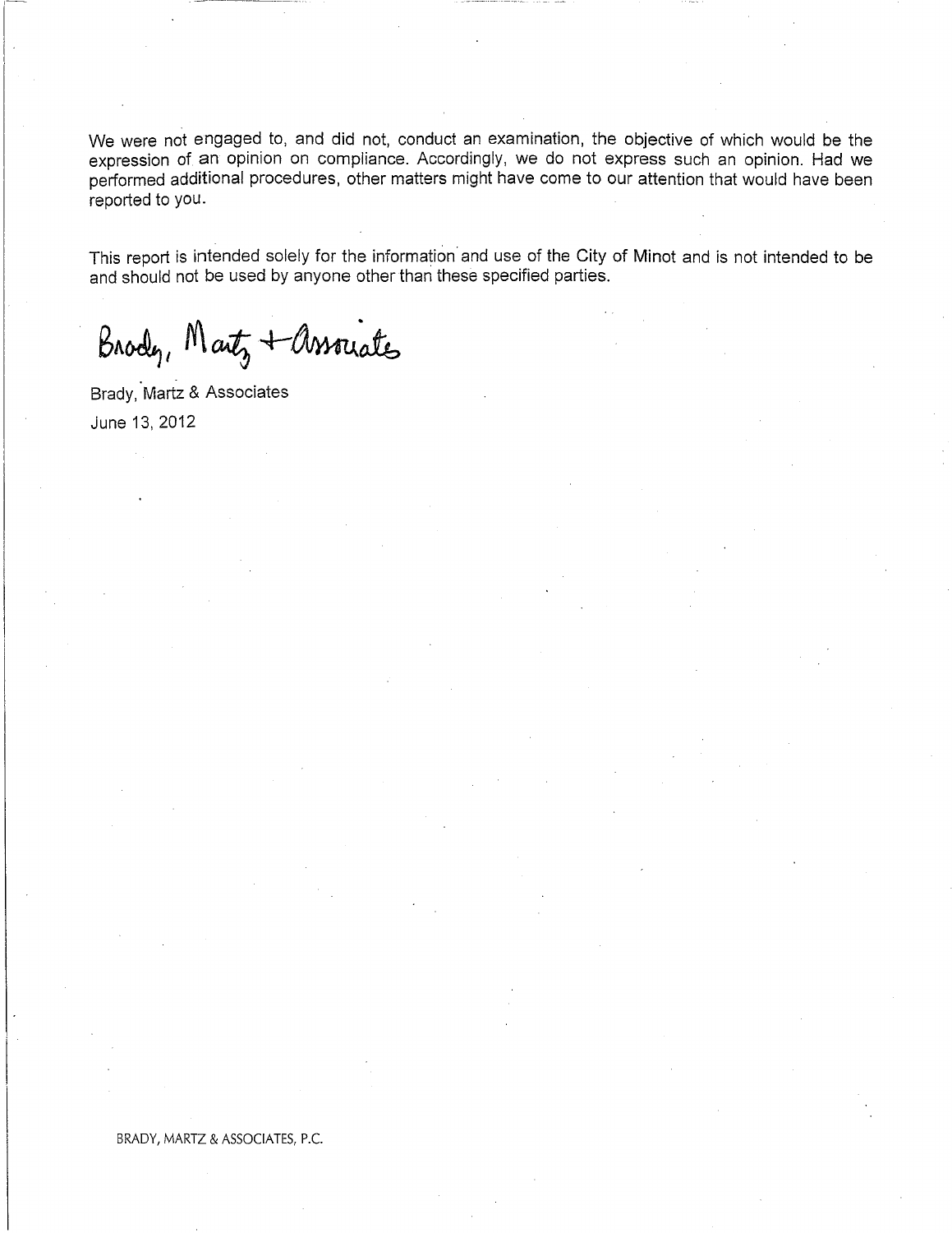We were not engaged to, and did not, conduct an examination, the objective of which would be the expression of an opinion on compliance. Accordingly, we do not express such an opinion. Had we performed additional procedures, other matters might have come to our attention that would have been reported to you.

This report is intended solely for the information and use of the City of Minot and is not intended to be and should not be used by anyone other than these specified parties.

Brady, Martz + Associates

Brady, Martz & Associates

June 13, 2012

BRADY, MARTZ & ASSOCIATES, P.C.